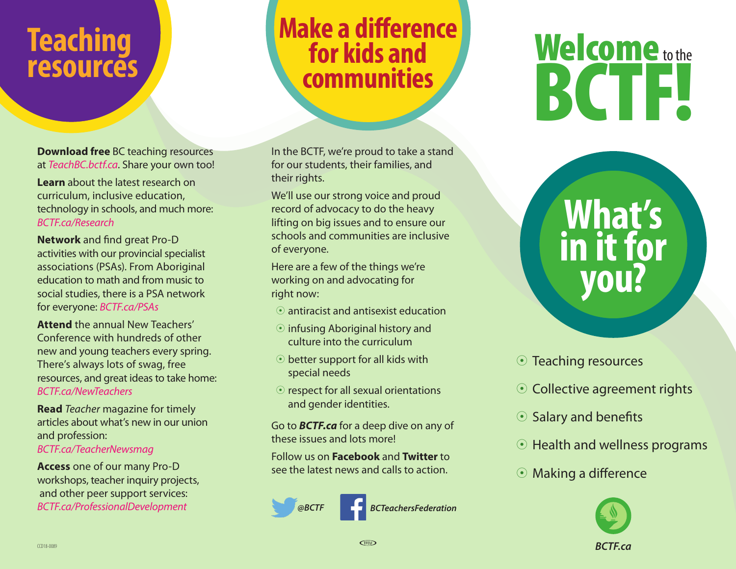# Teaching resources

**Download free** BC teaching resources at *TeachBC.bctf.ca*. Share your own too!

**Learn** about the latest research on curriculum, inclusive education, technology in schools, and much more: *BCTF.ca/Research*

**Network** and find great Pro-D activities with our provincial specialist associations (PSAs). From Aboriginal education to math and from music to social studies, there is a PSA network for everyone: *BCTF.ca/PSAs*

**Attend** the annual New Teachers' Conference with hundreds of other new and young teachers every spring. There's always lots of swag, free resources, and great ideas to take home: *BCTF.ca/NewTeachers*

**Read** *Teacher* magazine for timely articles about what's new in our union and profession: *BCTF.ca/TeacherNewsmag*

**Access** one of our many Pro-D workshops, teacher inquiry projects, and other peer support services: *BCTF.ca/ProfessionalDevelopment*

CCD18-0089

# Make a difference for kids and communities

In the BCTF, we're proud to take a stand for our students, their families, and their rights.

We'll use our strong voice and proud record of advocacy to do the heavy lifting on big issues and to ensure our schools and communities are inclusive of everyone.

Here are a few of the things we're working on and advocating for right now:

- antiracist and antisexist education
- infusing Aboriginal history and culture into the curriculum
- better support for all kids with special needs
- respect for all sexual orientations and gender identities.

Go to ***BCTF.ca*** for a deep dive on any of these issues and lots more!

Follow us on **Facebook** and **Twitter** to see the latest news and calls to action.

*@BCTF* *BCTeachersFederation*

# Welcome to the BCTF!

## What's in it for you?

- Teaching resources
- Collective agreement rights
- Salary and benefits
- Health and wellness programs
- Making a difference

*BCTF.ca*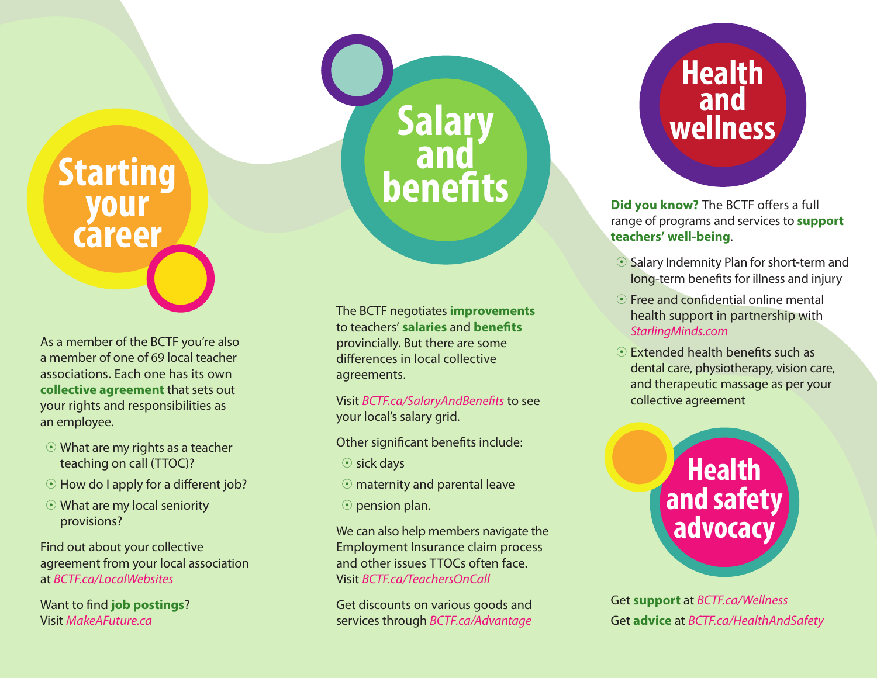## Starting your career

As a member of the BCTF you're also a member of one of 69 local teacher associations. Each one has its own **collective agreement** that sets out your rights and responsibilities as an employee.

- What are my rights as a teacher teaching on call (TTOC)?
- How do I apply for a different job?
- What are my local seniority provisions?

Find out about your collective agreement from your local association at *BCTF.ca/LocalWebsites*

Want to find **job postings**? Visit *MakeAFuture.ca*

## Salary and benefits

The BCTF negotiates **improvements** to teachers' **salaries** and **benefits** provincially. But there are some differences in local collective agreements.

Visit *BCTF.ca/SalaryAndBenefits* to see your local's salary grid.

Other significant benefits include:

- sick days
- maternity and parental leave
- pension plan.

We can also help members navigate the Employment Insurance claim process and other issues TTOCs often face. Visit *BCTF.ca/TeachersOnCall*

Get discounts on various goods and services through *BCTF.ca/Advantage*

## Health and wellness

**Did you know?** The BCTF offers a full range of programs and services to **support teachers' well-being**.

- Salary Indemnity Plan for short-term and long-term benefits for illness and injury
- Free and confidential online mental health support in partnership with *StarlingMinds.com*
- Extended health benefits such as dental care, physiotherapy, vision care, and therapeutic massage as per your collective agreement

## Health and safety advocacy

Get **support** at *BCTF.ca/Wellness*
Get **advice** at *BCTF.ca/HealthAndSafety*